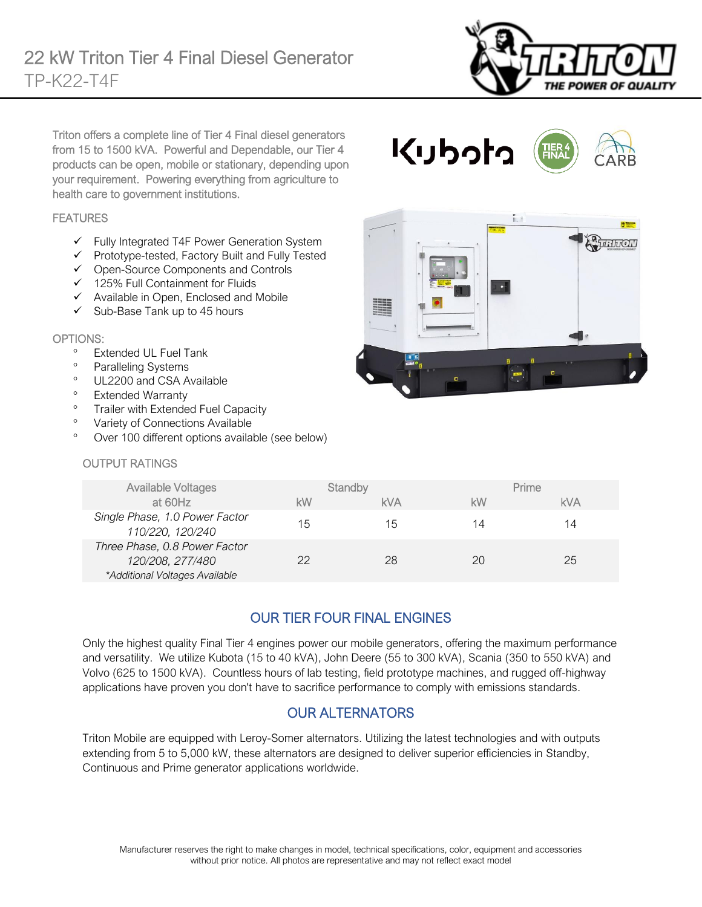# 22 kW Triton Tier 4 Final Diesel Generator

## TP-K22-T4F

Triton offers a complete line of Tier 4 Final diesel generators from 15 to 1500 kVA. Powerful and Dependable, our Tier 4 products can be open, mobile or stationary, depending upon your requirement. Powering everything from agriculture to health care to government institutions.

### FEATURES

- ✓ Fully Integrated T4F Power Generation System
- ✓ Prototype-tested, Factory Built and Fully Tested
- ✓ Open-Source Components and Controls
- ✓ 125% Full Containment for Fluids
- ✓ Available in Open, Enclosed and Mobile
- ✓ Sub-Base Tank up to 45 hours

### OPTIONS:

- Extended UL Fuel Tank
- Paralleling Systems
- UL2200 and CSA Available
- Extended Warranty
- Trailer with Extended Fuel Capacity
- Variety of Connections Available
- Over 100 different options available (see below)

### OUTPUT RATINGS

| Available Voltages | Standby | | Prime | |
|---|---|---|---|---|
| at 60Hz | kW | kVA | kW | kVA |
| *Single Phase, 1.0 Power Factor 110/220, 120/240* | 15 | 15 | 14 | 14 |
| *Three Phase, 0.8 Power Factor 120/208, 277/480 \*Additional Voltages Available* | 22 | 28 | 20 | 25 |

## OUR TIER FOUR FINAL ENGINES

Only the highest quality Final Tier 4 engines power our mobile generators, offering the maximum performance and versatility. We utilize Kubota (15 to 40 kVA), John Deere (55 to 300 kVA), Scania (350 to 550 kVA) and Volvo (625 to 1500 kVA). Countless hours of lab testing, field prototype machines, and rugged off-highway applications have proven you don't have to sacrifice performance to comply with emissions standards.

## OUR ALTERNATORS

Triton Mobile are equipped with Leroy-Somer alternators. Utilizing the latest technologies and with outputs extending from 5 to 5,000 kW, these alternators are designed to deliver superior efficiencies in Standby, Continuous and Prime generator applications worldwide.

Manufacturer reserves the right to make changes in model, technical specifications, color, equipment and accessories without prior notice. All photos are representative and may not reflect exact model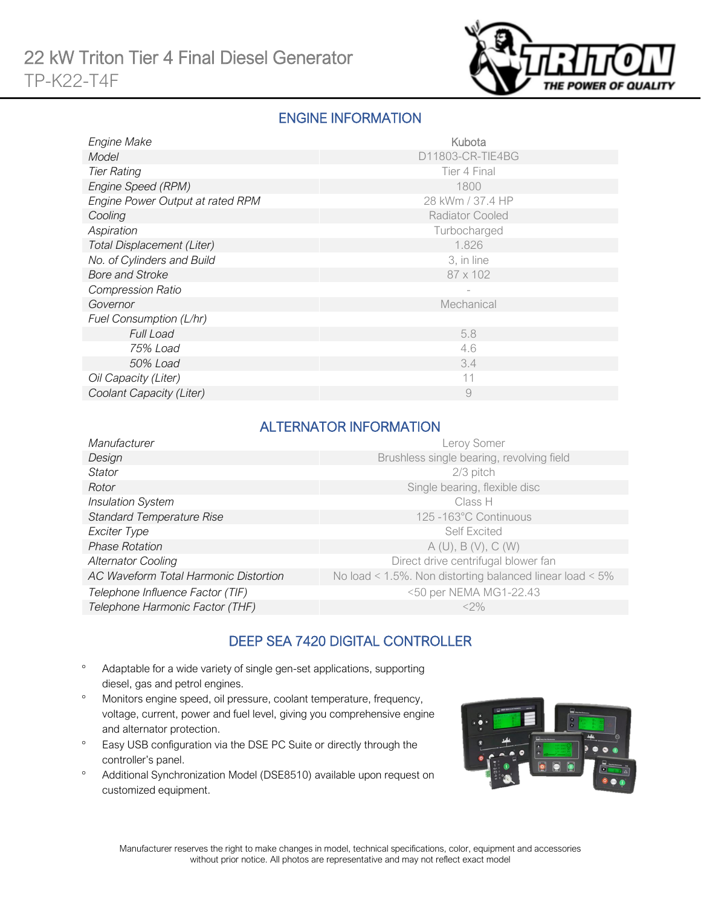# 22 kW Triton Tier 4 Final Diesel Generator

TP-K22-T4F

## ENGINE INFORMATION

| | |
|---|---|
| *Engine Make* | Kubota |
| *Model* | D11803-CR-TIE4BG |
| *Tier Rating* | Tier 4 Final |
| *Engine Speed (RPM)* | 1800 |
| *Engine Power Output at rated RPM* | 28 kWm / 37.4 HP |
| *Cooling* | Radiator Cooled |
| *Aspiration* | Turbocharged |
| *Total Displacement (Liter)* | 1.826 |
| *No. of Cylinders and Build* | 3, in line |
| *Bore and Stroke* | 87 x 102 |
| *Compression Ratio* | - |
| *Governor* | Mechanical |
| *Fuel Consumption (L/hr)* | |
| *Full Load* | 5.8 |
| *75% Load* | 4.6 |
| *50% Load* | 3.4 |
| *Oil Capacity (Liter)* | 11 |
| *Coolant Capacity (Liter)* | 9 |

## ALTERNATOR INFORMATION

| | |
|---|---|
| *Manufacturer* | Leroy Somer |
| *Design* | Brushless single bearing, revolving field |
| *Stator* | 2/3 pitch |
| *Rotor* | Single bearing, flexible disc |
| *Insulation System* | Class H |
| *Standard Temperature Rise* | 125 -163°C Continuous |
| *Exciter Type* | Self Excited |
| *Phase Rotation* | A (U), B (V), C (W) |
| *Alternator Cooling* | Direct drive centrifugal blower fan |
| *AC Waveform Total Harmonic Distortion* | No load < 1.5%. Non distorting balanced linear load < 5% |
| *Telephone Influence Factor (TIF)* | <50 per NEMA MG1-22.43 |
| *Telephone Harmonic Factor (THF)* | <2% |

## DEEP SEA 7420 DIGITAL CONTROLLER

- Adaptable for a wide variety of single gen-set applications, supporting diesel, gas and petrol engines.
- Monitors engine speed, oil pressure, coolant temperature, frequency, voltage, current, power and fuel level, giving you comprehensive engine and alternator protection.
- Easy USB configuration via the DSE PC Suite or directly through the controller's panel.
- Additional Synchronization Model (DSE8510) available upon request on customized equipment.

Manufacturer reserves the right to make changes in model, technical specifications, color, equipment and accessories without prior notice. All photos are representative and may not reflect exact model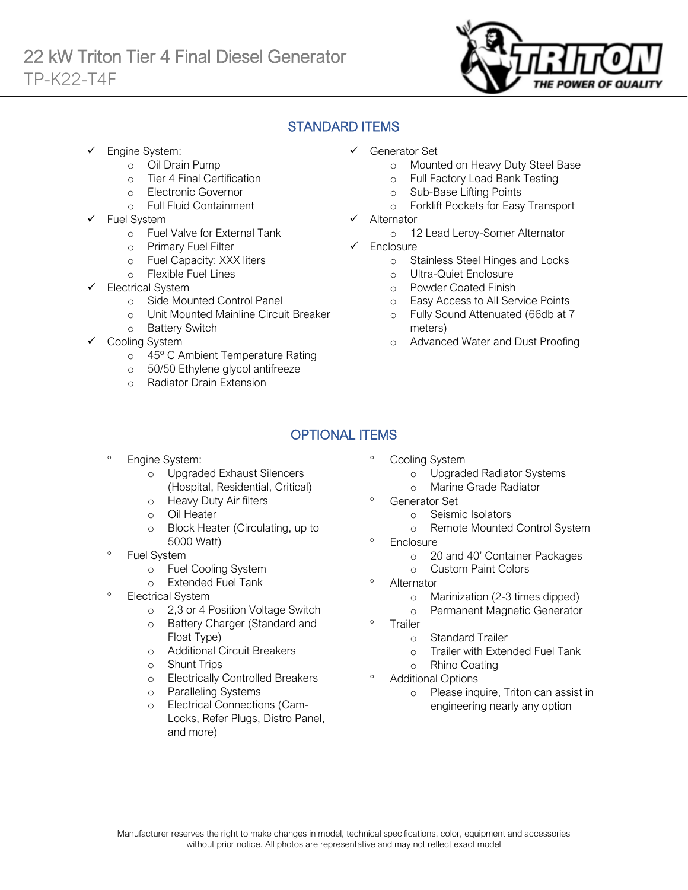# 22 kW Triton Tier 4 Final Diesel Generator

TP-K22-T4F

## STANDARD ITEMS

- ✓ Engine System:
  - Oil Drain Pump
  - Tier 4 Final Certification
  - Electronic Governor
  - Full Fluid Containment
- ✓ Fuel System
  - Fuel Valve for External Tank
  - Primary Fuel Filter
  - Fuel Capacity: XXX liters
  - Flexible Fuel Lines
- ✓ Electrical System
  - Side Mounted Control Panel
  - Unit Mounted Mainline Circuit Breaker
  - Battery Switch
- ✓ Cooling System
  - 45º C Ambient Temperature Rating
  - 50/50 Ethylene glycol antifreeze
  - Radiator Drain Extension
- ✓ Generator Set
  - Mounted on Heavy Duty Steel Base
  - Full Factory Load Bank Testing
  - Sub-Base Lifting Points
  - Forklift Pockets for Easy Transport
- ✓ Alternator
  - 12 Lead Leroy-Somer Alternator
- ✓ Enclosure
  - Stainless Steel Hinges and Locks
  - Ultra-Quiet Enclosure
  - Powder Coated Finish
  - Easy Access to All Service Points
  - Fully Sound Attenuated (66db at 7 meters)
  - Advanced Water and Dust Proofing

## OPTIONAL ITEMS

- Engine System:
  - Upgraded Exhaust Silencers (Hospital, Residential, Critical)
  - Heavy Duty Air filters
  - Oil Heater
  - Block Heater (Circulating, up to 5000 Watt)
- Fuel System
  - Fuel Cooling System
  - Extended Fuel Tank
- Electrical System
  - 2,3 or 4 Position Voltage Switch
  - Battery Charger (Standard and Float Type)
  - Additional Circuit Breakers
  - Shunt Trips
  - Electrically Controlled Breakers
  - Paralleling Systems
  - Electrical Connections (Cam-Locks, Refer Plugs, Distro Panel, and more)
- Cooling System
  - Upgraded Radiator Systems
  - Marine Grade Radiator
- Generator Set
  - Seismic Isolators
  - Remote Mounted Control System
- Enclosure
  - 20 and 40' Container Packages
  - Custom Paint Colors
- Alternator
  - Marinization (2-3 times dipped)
  - Permanent Magnetic Generator
- Trailer
  - Standard Trailer
  - Trailer with Extended Fuel Tank
  - Rhino Coating
- Additional Options
  - Please inquire, Triton can assist in engineering nearly any option

Manufacturer reserves the right to make changes in model, technical specifications, color, equipment and accessories without prior notice. All photos are representative and may not reflect exact model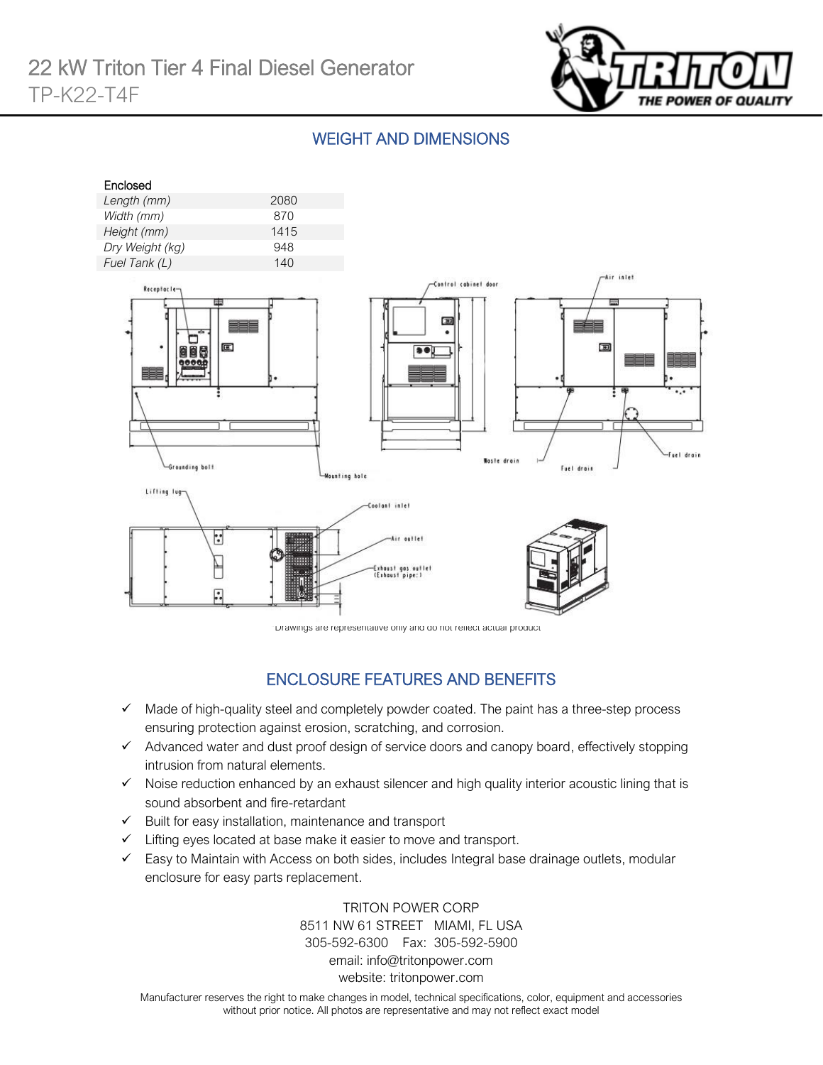# 22 kW Triton Tier 4 Final Diesel Generator

TP-K22-T4F

## WEIGHT AND DIMENSIONS

| Enclosed | |
|---|---|
| *Length (mm)* | 2080 |
| *Width (mm)* | 870 |
| *Height (mm)* | 1415 |
| *Dry Weight (kg)* | 948 |
| *Fuel Tank (L)* | 140 |

Receptacle

Control cabinet door

Air inlet

Grounding bolt

Mounting hole

Waste drain

Fuel drain

Fuel drain

Lifting lug

Coolant inlet

Air outlet

Exhaust gas outlet (Exhaust pipe)

Drawings are representative only and do not reflect actual product

## ENCLOSURE FEATURES AND BENEFITS

- ✓ Made of high-quality steel and completely powder coated. The paint has a three-step process ensuring protection against erosion, scratching, and corrosion.
- ✓ Advanced water and dust proof design of service doors and canopy board, effectively stopping intrusion from natural elements.
- ✓ Noise reduction enhanced by an exhaust silencer and high quality interior acoustic lining that is sound absorbent and fire-retardant
- ✓ Built for easy installation, maintenance and transport
- ✓ Lifting eyes located at base make it easier to move and transport.
- ✓ Easy to Maintain with Access on both sides, includes Integral base drainage outlets, modular enclosure for easy parts replacement.

TRITON POWER CORP
8511 NW 61 STREET MIAMI, FL USA
305-592-6300 Fax: 305-592-5900
email: info@tritonpower.com
website: tritonpower.com

Manufacturer reserves the right to make changes in model, technical specifications, color, equipment and accessories without prior notice. All photos are representative and may not reflect exact model